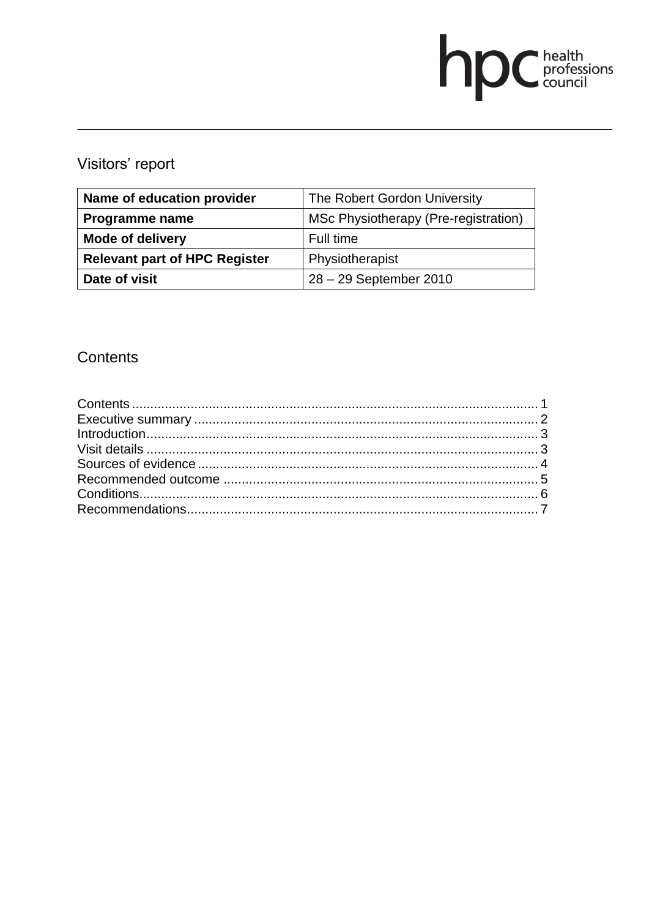hpc health professions council

# Visitors' report

| Name of education provider | The Robert Gordon University |
|---|---|
| Programme name | MSc Physiotherapy (Pre-registration) |
| Mode of delivery | Full time |
| Relevant part of HPC Register | Physiotherapist |
| Date of visit | 28 – 29 September 2010 |

## Contents

Contents ............................................................. 1
Executive summary ............................................................. 2
Introduction ............................................................. 3
Visit details ............................................................. 3
Sources of evidence ............................................................. 4
Recommended outcome ............................................................. 5
Conditions ............................................................. 6
Recommendations ............................................................. 7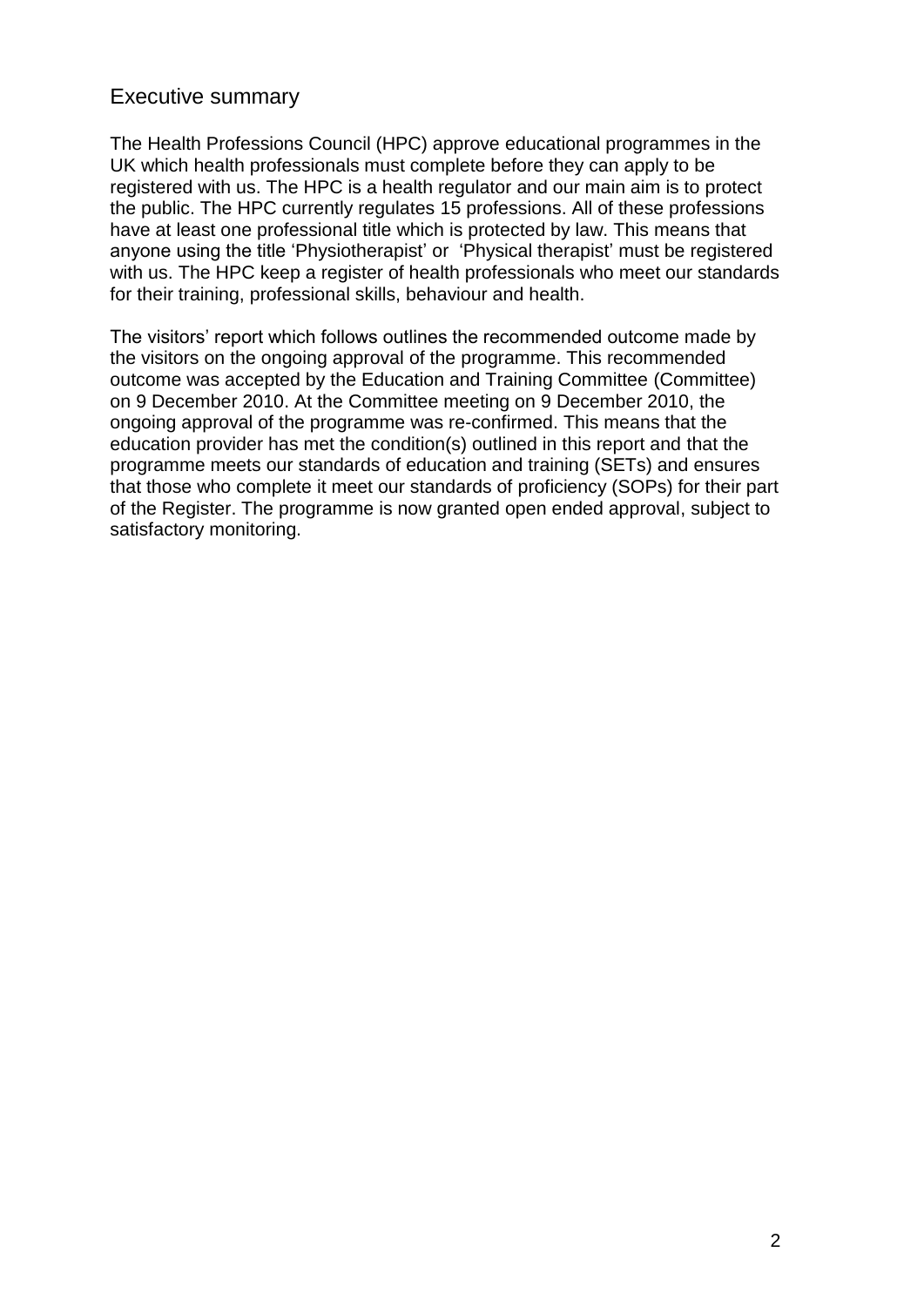## Executive summary

The Health Professions Council (HPC) approve educational programmes in the UK which health professionals must complete before they can apply to be registered with us. The HPC is a health regulator and our main aim is to protect the public. The HPC currently regulates 15 professions. All of these professions have at least one professional title which is protected by law. This means that anyone using the title 'Physiotherapist' or 'Physical therapist' must be registered with us. The HPC keep a register of health professionals who meet our standards for their training, professional skills, behaviour and health.

The visitors' report which follows outlines the recommended outcome made by the visitors on the ongoing approval of the programme. This recommended outcome was accepted by the Education and Training Committee (Committee) on 9 December 2010. At the Committee meeting on 9 December 2010, the ongoing approval of the programme was re-confirmed. This means that the education provider has met the condition(s) outlined in this report and that the programme meets our standards of education and training (SETs) and ensures that those who complete it meet our standards of proficiency (SOPs) for their part of the Register. The programme is now granted open ended approval, subject to satisfactory monitoring.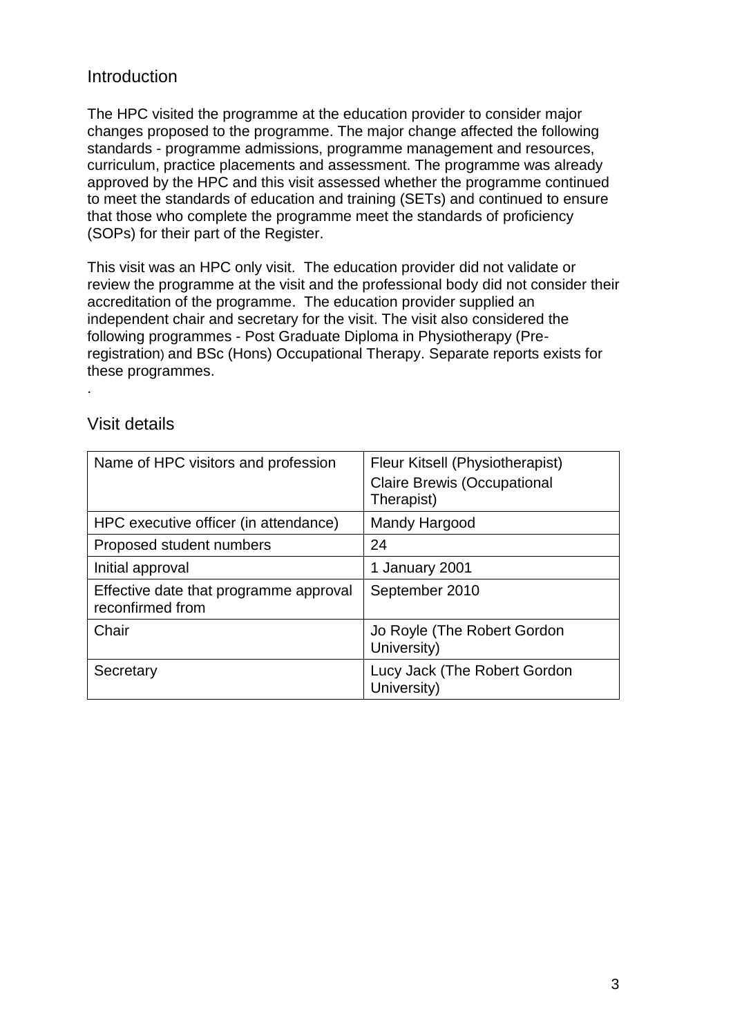## Introduction

The HPC visited the programme at the education provider to consider major changes proposed to the programme. The major change affected the following standards - programme admissions, programme management and resources, curriculum, practice placements and assessment. The programme was already approved by the HPC and this visit assessed whether the programme continued to meet the standards of education and training (SETs) and continued to ensure that those who complete the programme meet the standards of proficiency (SOPs) for their part of the Register.

This visit was an HPC only visit. The education provider did not validate or review the programme at the visit and the professional body did not consider their accreditation of the programme. The education provider supplied an independent chair and secretary for the visit. The visit also considered the following programmes - Post Graduate Diploma in Physiotherapy (Pre-registration) and BSc (Hons) Occupational Therapy. Separate reports exists for these programmes.

.

## Visit details

| | |
|---|---|
| Name of HPC visitors and profession | Fleur Kitsell (Physiotherapist)<br>Claire Brewis (Occupational Therapist) |
| HPC executive officer (in attendance) | Mandy Hargood |
| Proposed student numbers | 24 |
| Initial approval | 1 January 2001 |
| Effective date that programme approval reconfirmed from | September 2010 |
| Chair | Jo Royle (The Robert Gordon University) |
| Secretary | Lucy Jack (The Robert Gordon University) |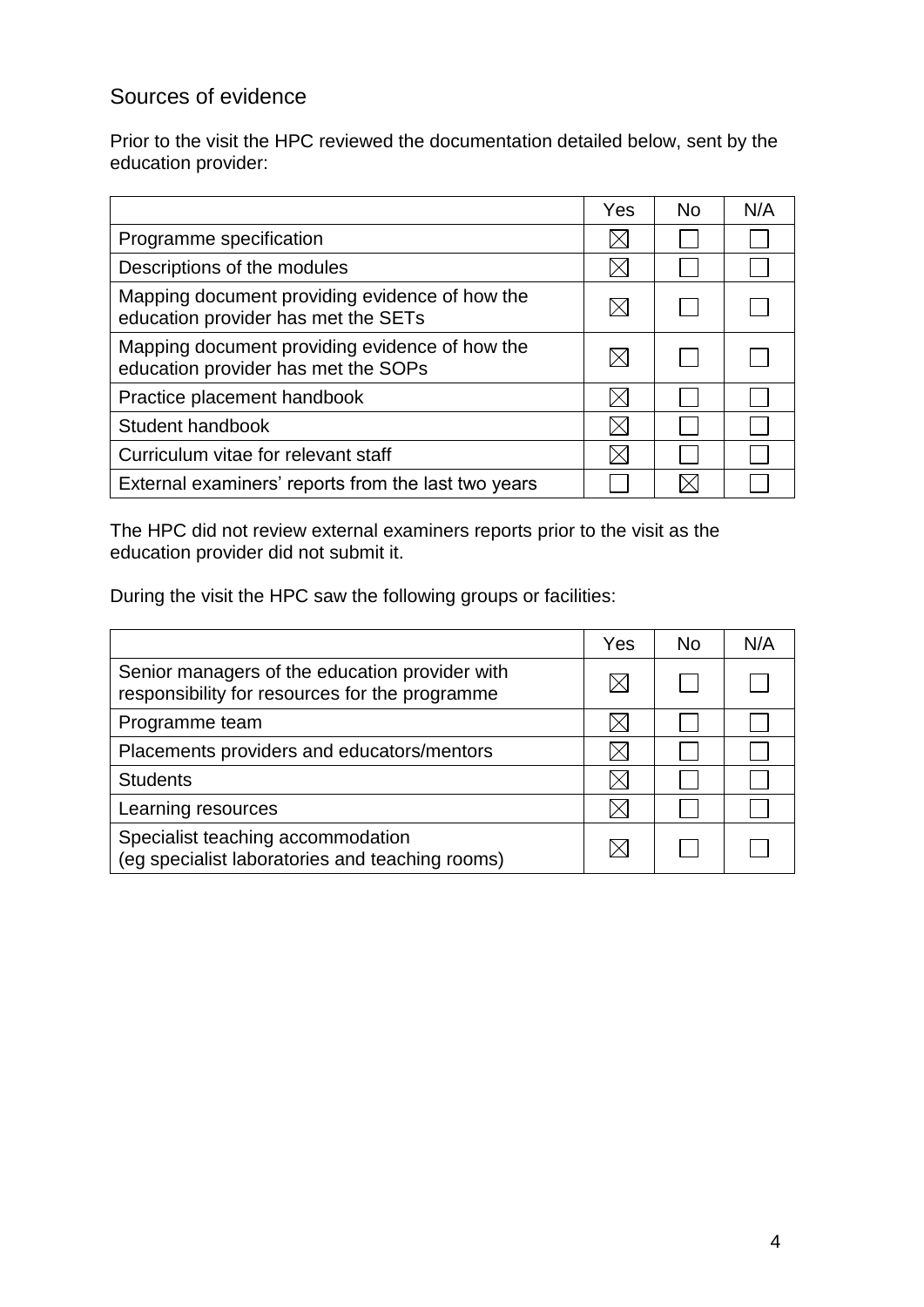## Sources of evidence

Prior to the visit the HPC reviewed the documentation detailed below, sent by the education provider:

| | Yes | No | N/A |
|---|---|---|---|
| Programme specification | ☒ | ☐ | ☐ |
| Descriptions of the modules | ☒ | ☐ | ☐ |
| Mapping document providing evidence of how the education provider has met the SETs | ☒ | ☐ | ☐ |
| Mapping document providing evidence of how the education provider has met the SOPs | ☒ | ☐ | ☐ |
| Practice placement handbook | ☒ | ☐ | ☐ |
| Student handbook | ☒ | ☐ | ☐ |
| Curriculum vitae for relevant staff | ☒ | ☐ | ☐ |
| External examiners' reports from the last two years | ☐ | ☒ | ☐ |

The HPC did not review external examiners reports prior to the visit as the education provider did not submit it.

During the visit the HPC saw the following groups or facilities:

| | Yes | No | N/A |
|---|---|---|---|
| Senior managers of the education provider with responsibility for resources for the programme | ☒ | ☐ | ☐ |
| Programme team | ☒ | ☐ | ☐ |
| Placements providers and educators/mentors | ☒ | ☐ | ☐ |
| Students | ☒ | ☐ | ☐ |
| Learning resources | ☒ | ☐ | ☐ |
| Specialist teaching accommodation (eg specialist laboratories and teaching rooms) | ☒ | ☐ | ☐ |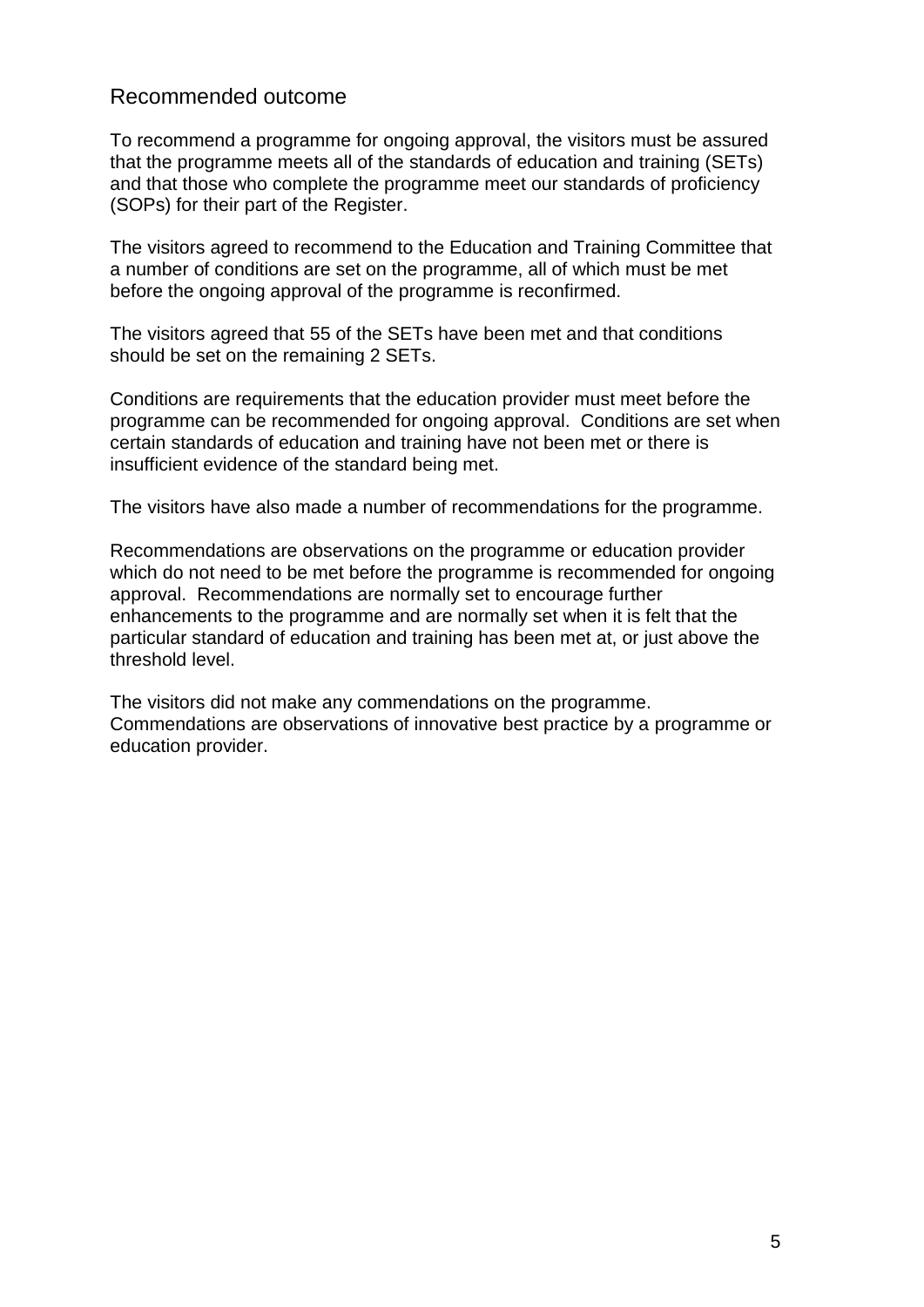## Recommended outcome

To recommend a programme for ongoing approval, the visitors must be assured that the programme meets all of the standards of education and training (SETs) and that those who complete the programme meet our standards of proficiency (SOPs) for their part of the Register.

The visitors agreed to recommend to the Education and Training Committee that a number of conditions are set on the programme, all of which must be met before the ongoing approval of the programme is reconfirmed.

The visitors agreed that 55 of the SETs have been met and that conditions should be set on the remaining 2 SETs.

Conditions are requirements that the education provider must meet before the programme can be recommended for ongoing approval. Conditions are set when certain standards of education and training have not been met or there is insufficient evidence of the standard being met.

The visitors have also made a number of recommendations for the programme.

Recommendations are observations on the programme or education provider which do not need to be met before the programme is recommended for ongoing approval. Recommendations are normally set to encourage further enhancements to the programme and are normally set when it is felt that the particular standard of education and training has been met at, or just above the threshold level.

The visitors did not make any commendations on the programme. Commendations are observations of innovative best practice by a programme or education provider.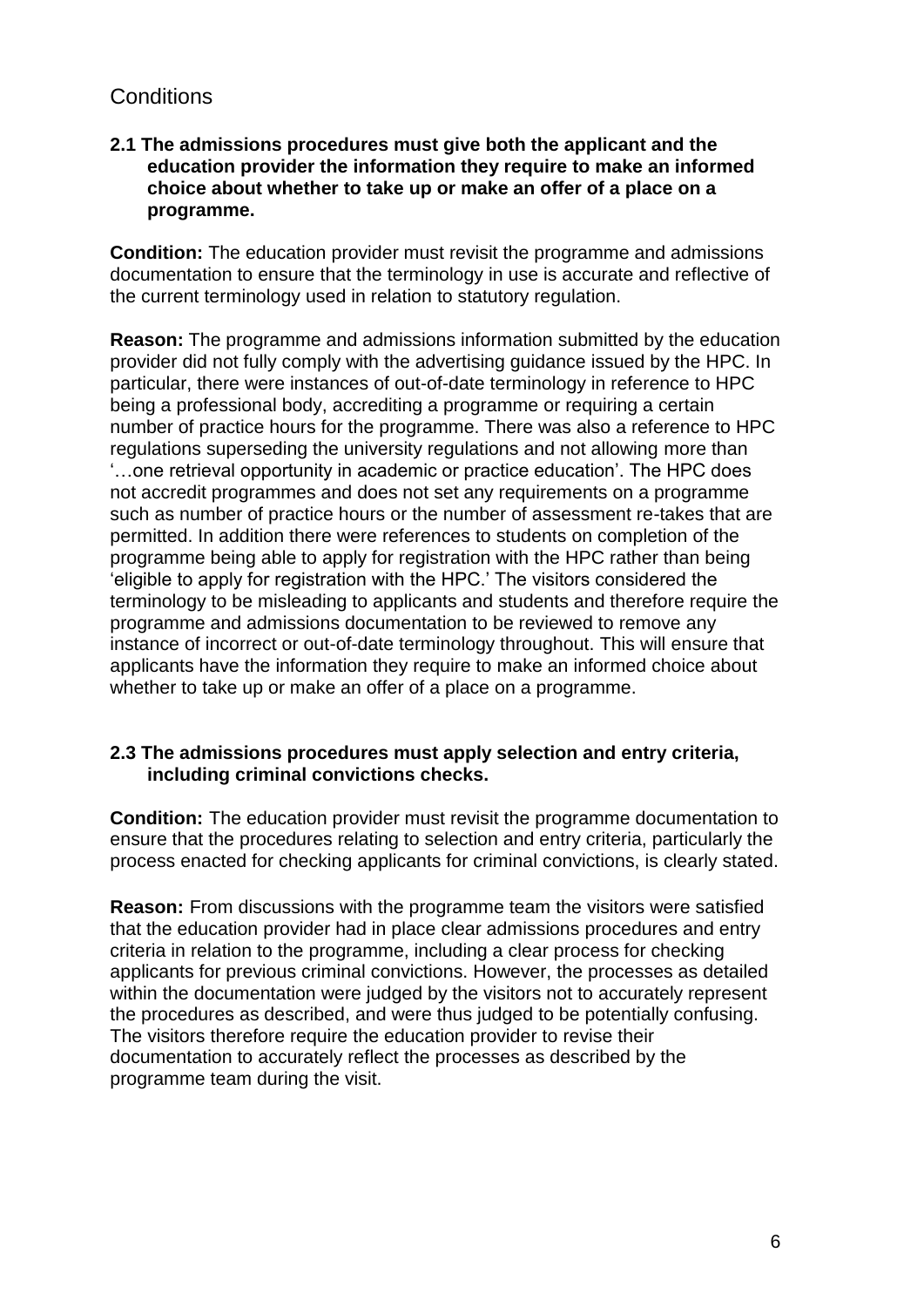## Conditions

**2.1 The admissions procedures must give both the applicant and the education provider the information they require to make an informed choice about whether to take up or make an offer of a place on a programme.**

**Condition:** The education provider must revisit the programme and admissions documentation to ensure that the terminology in use is accurate and reflective of the current terminology used in relation to statutory regulation.

**Reason:** The programme and admissions information submitted by the education provider did not fully comply with the advertising guidance issued by the HPC. In particular, there were instances of out-of-date terminology in reference to HPC being a professional body, accrediting a programme or requiring a certain number of practice hours for the programme. There was also a reference to HPC regulations superseding the university regulations and not allowing more than '…one retrieval opportunity in academic or practice education'. The HPC does not accredit programmes and does not set any requirements on a programme such as number of practice hours or the number of assessment re-takes that are permitted. In addition there were references to students on completion of the programme being able to apply for registration with the HPC rather than being 'eligible to apply for registration with the HPC.' The visitors considered the terminology to be misleading to applicants and students and therefore require the programme and admissions documentation to be reviewed to remove any instance of incorrect or out-of-date terminology throughout. This will ensure that applicants have the information they require to make an informed choice about whether to take up or make an offer of a place on a programme.

**2.3 The admissions procedures must apply selection and entry criteria, including criminal convictions checks.**

**Condition:** The education provider must revisit the programme documentation to ensure that the procedures relating to selection and entry criteria, particularly the process enacted for checking applicants for criminal convictions, is clearly stated.

**Reason:** From discussions with the programme team the visitors were satisfied that the education provider had in place clear admissions procedures and entry criteria in relation to the programme, including a clear process for checking applicants for previous criminal convictions. However, the processes as detailed within the documentation were judged by the visitors not to accurately represent the procedures as described, and were thus judged to be potentially confusing. The visitors therefore require the education provider to revise their documentation to accurately reflect the processes as described by the programme team during the visit.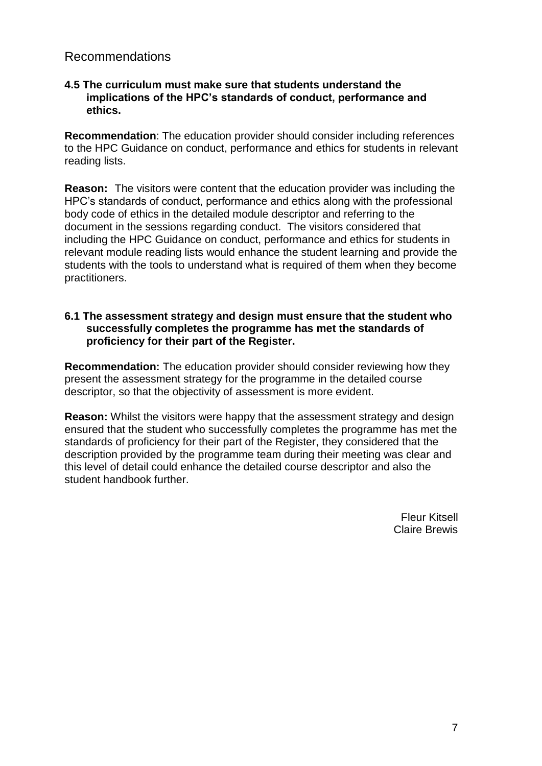## Recommendations

**4.5 The curriculum must make sure that students understand the implications of the HPC's standards of conduct, performance and ethics.**

**Recommendation**: The education provider should consider including references to the HPC Guidance on conduct, performance and ethics for students in relevant reading lists.

**Reason:** The visitors were content that the education provider was including the HPC's standards of conduct, performance and ethics along with the professional body code of ethics in the detailed module descriptor and referring to the document in the sessions regarding conduct. The visitors considered that including the HPC Guidance on conduct, performance and ethics for students in relevant module reading lists would enhance the student learning and provide the students with the tools to understand what is required of them when they become practitioners.

**6.1 The assessment strategy and design must ensure that the student who successfully completes the programme has met the standards of proficiency for their part of the Register.**

**Recommendation:** The education provider should consider reviewing how they present the assessment strategy for the programme in the detailed course descriptor, so that the objectivity of assessment is more evident.

**Reason:** Whilst the visitors were happy that the assessment strategy and design ensured that the student who successfully completes the programme has met the standards of proficiency for their part of the Register, they considered that the description provided by the programme team during their meeting was clear and this level of detail could enhance the detailed course descriptor and also the student handbook further.

Fleur Kitsell
Claire Brewis